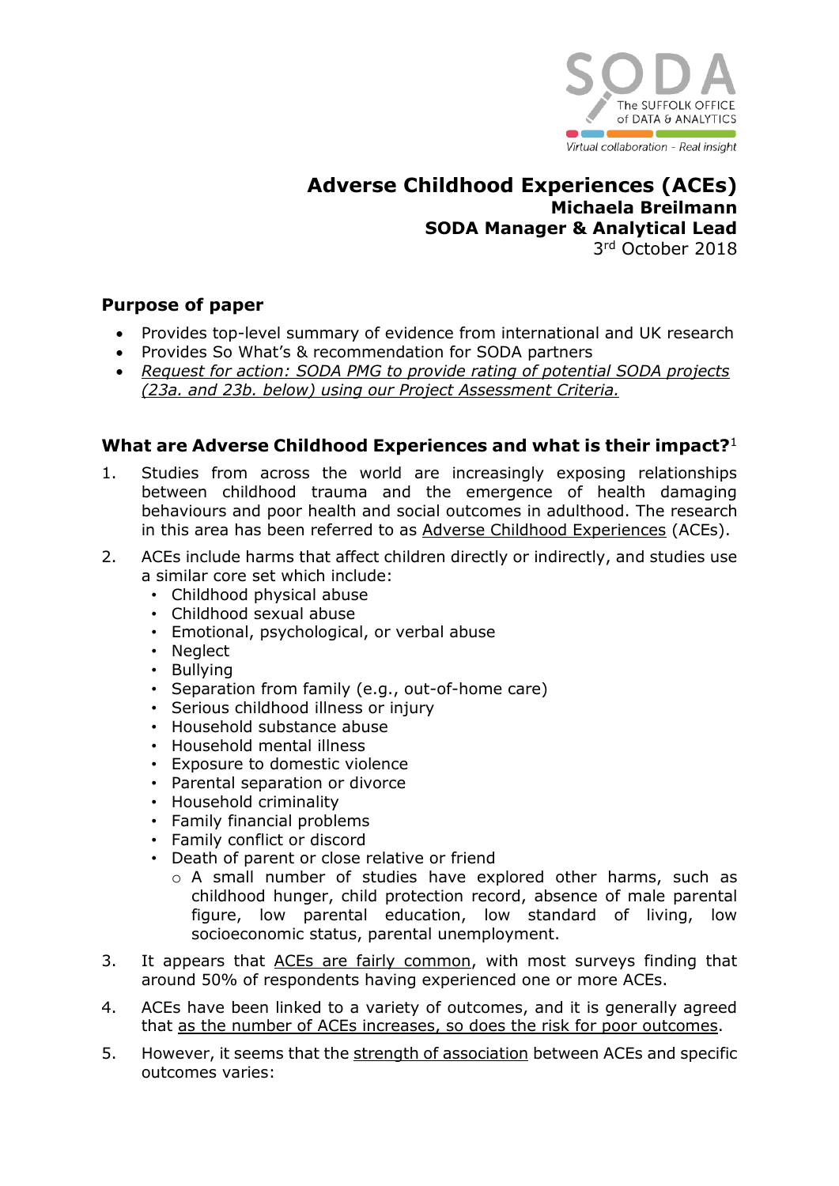# Adverse Childhood Experiences (ACEs)

**Michaela Breilmann**
**SODA Manager & Analytical Lead**
3rd October 2018

## Purpose of paper

- Provides top-level summary of evidence from international and UK research
- Provides So What's & recommendation for SODA partners
- *Request for action: SODA PMG to provide rating of potential SODA projects (23a. and 23b. below) using our Project Assessment Criteria.*

## What are Adverse Childhood Experiences and what is their impact?[1]

1. Studies from across the world are increasingly exposing relationships between childhood trauma and the emergence of health damaging behaviours and poor health and social outcomes in adulthood. The research in this area has been referred to as Adverse Childhood Experiences (ACEs).
2. ACEs include harms that affect children directly or indirectly, and studies use a similar core set which include:
   - Childhood physical abuse
   - Childhood sexual abuse
   - Emotional, psychological, or verbal abuse
   - Neglect
   - Bullying
   - Separation from family (e.g., out-of-home care)
   - Serious childhood illness or injury
   - Household substance abuse
   - Household mental illness
   - Exposure to domestic violence
   - Parental separation or divorce
   - Household criminality
   - Family financial problems
   - Family conflict or discord
   - Death of parent or close relative or friend
     - A small number of studies have explored other harms, such as childhood hunger, child protection record, absence of male parental figure, low parental education, low standard of living, low socioeconomic status, parental unemployment.
3. It appears that ACEs are fairly common, with most surveys finding that around 50% of respondents having experienced one or more ACEs.
4. ACEs have been linked to a variety of outcomes, and it is generally agreed that as the number of ACEs increases, so does the risk for poor outcomes.
5. However, it seems that the strength of association between ACEs and specific outcomes varies: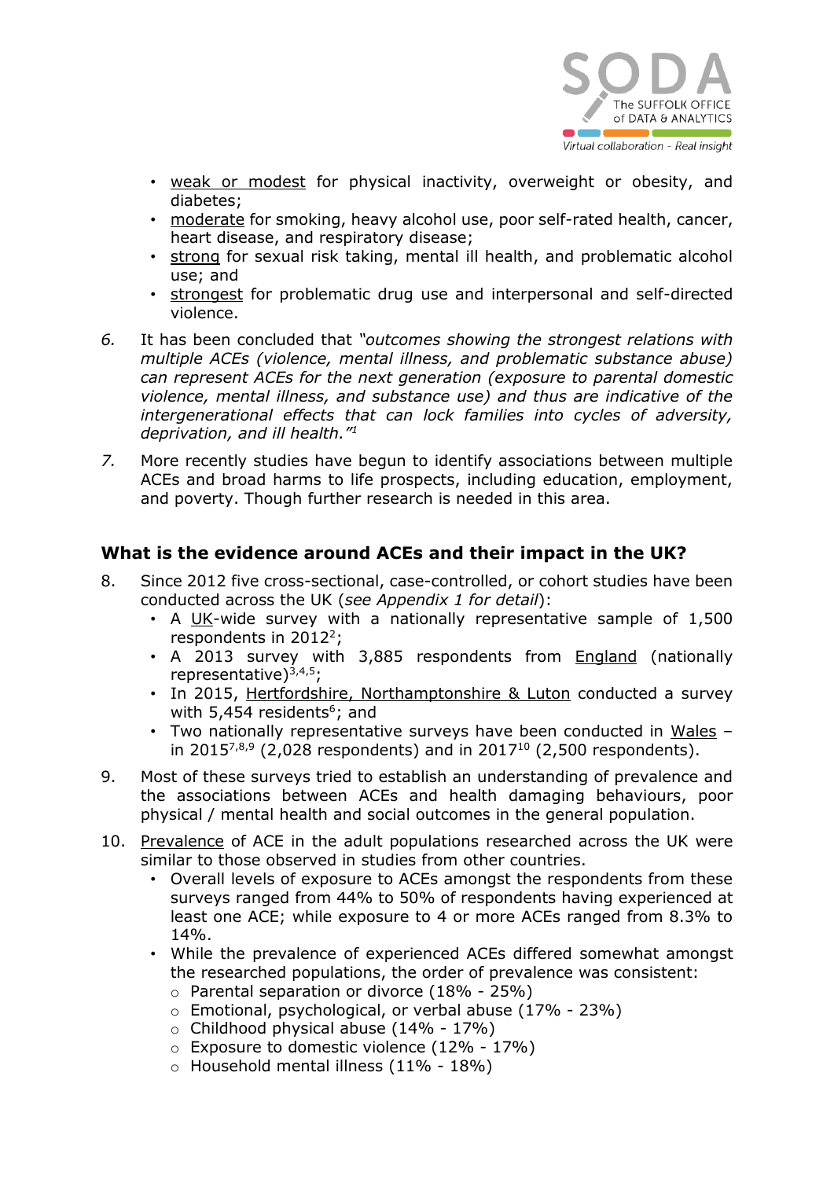- weak or modest for physical inactivity, overweight or obesity, and diabetes;
- moderate for smoking, heavy alcohol use, poor self-rated health, cancer, heart disease, and respiratory disease;
- strong for sexual risk taking, mental ill health, and problematic alcohol use; and
- strongest for problematic drug use and interpersonal and self-directed violence.

*6.* It has been concluded that *"outcomes showing the strongest relations with multiple ACEs (violence, mental illness, and problematic substance abuse) can represent ACEs for the next generation (exposure to parental domestic violence, mental illness, and substance use) and thus are indicative of the intergenerational effects that can lock families into cycles of adversity, deprivation, and ill health."*[1]

*7.* More recently studies have begun to identify associations between multiple ACEs and broad harms to life prospects, including education, employment, and poverty. Though further research is needed in this area.

## What is the evidence around ACEs and their impact in the UK?

8. Since 2012 five cross-sectional, case-controlled, or cohort studies have been conducted across the UK (*see Appendix 1 for detail*):
   - A UK-wide survey with a nationally representative sample of 1,500 respondents in 2012[2];
   - A 2013 survey with 3,885 respondents from England (nationally representative)[3,4,5];
   - In 2015, Hertfordshire, Northamptonshire & Luton conducted a survey with 5,454 residents[6]; and
   - Two nationally representative surveys have been conducted in Wales – in 2015[7,8,9] (2,028 respondents) and in 2017[10] (2,500 respondents).

9. Most of these surveys tried to establish an understanding of prevalence and the associations between ACEs and health damaging behaviours, poor physical / mental health and social outcomes in the general population.

10. Prevalence of ACE in the adult populations researched across the UK were similar to those observed in studies from other countries.
    - Overall levels of exposure to ACEs amongst the respondents from these surveys ranged from 44% to 50% of respondents having experienced at least one ACE; while exposure to 4 or more ACEs ranged from 8.3% to 14%.
    - While the prevalence of experienced ACEs differed somewhat amongst the researched populations, the order of prevalence was consistent:
      - Parental separation or divorce (18% - 25%)
      - Emotional, psychological, or verbal abuse (17% - 23%)
      - Childhood physical abuse (14% - 17%)
      - Exposure to domestic violence (12% - 17%)
      - Household mental illness (11% - 18%)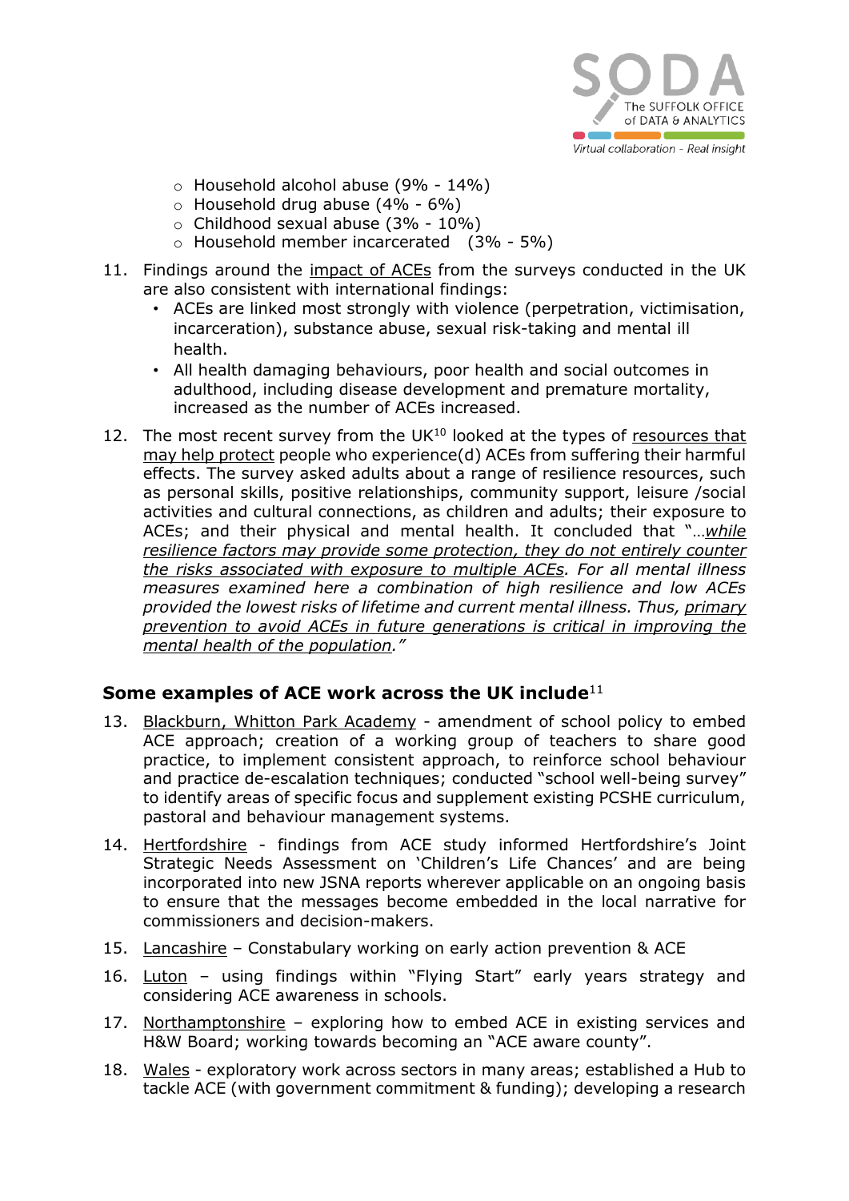- Household alcohol abuse (9% - 14%)
  - Household drug abuse (4% - 6%)
  - Childhood sexual abuse (3% - 10%)
  - Household member incarcerated (3% - 5%)

11. Findings around the impact of ACEs from the surveys conducted in the UK are also consistent with international findings:
    - ACEs are linked most strongly with violence (perpetration, victimisation, incarceration), substance abuse, sexual risk-taking and mental ill health.
    - All health damaging behaviours, poor health and social outcomes in adulthood, including disease development and premature mortality, increased as the number of ACEs increased.

12. The most recent survey from the UK[10] looked at the types of resources that may help protect people who experience(d) ACEs from suffering their harmful effects. The survey asked adults about a range of resilience resources, such as personal skills, positive relationships, community support, leisure /social activities and cultural connections, as children and adults; their exposure to ACEs; and their physical and mental health. It concluded that "*…while resilience factors may provide some protection, they do not entirely counter the risks associated with exposure to multiple ACEs. For all mental illness measures examined here a combination of high resilience and low ACEs provided the lowest risks of lifetime and current mental illness. Thus, primary prevention to avoid ACEs in future generations is critical in improving the mental health of the population.*"

## Some examples of ACE work across the UK include[11]

13. Blackburn, Whitton Park Academy - amendment of school policy to embed ACE approach; creation of a working group of teachers to share good practice, to implement consistent approach, to reinforce school behaviour and practice de-escalation techniques; conducted "school well-being survey" to identify areas of specific focus and supplement existing PCSHE curriculum, pastoral and behaviour management systems.

14. Hertfordshire - findings from ACE study informed Hertfordshire's Joint Strategic Needs Assessment on 'Children's Life Chances' and are being incorporated into new JSNA reports wherever applicable on an ongoing basis to ensure that the messages become embedded in the local narrative for commissioners and decision-makers.

15. Lancashire – Constabulary working on early action prevention & ACE

16. Luton – using findings within "Flying Start" early years strategy and considering ACE awareness in schools.

17. Northamptonshire – exploring how to embed ACE in existing services and H&W Board; working towards becoming an "ACE aware county".

18. Wales - exploratory work across sectors in many areas; established a Hub to tackle ACE (with government commitment & funding); developing a research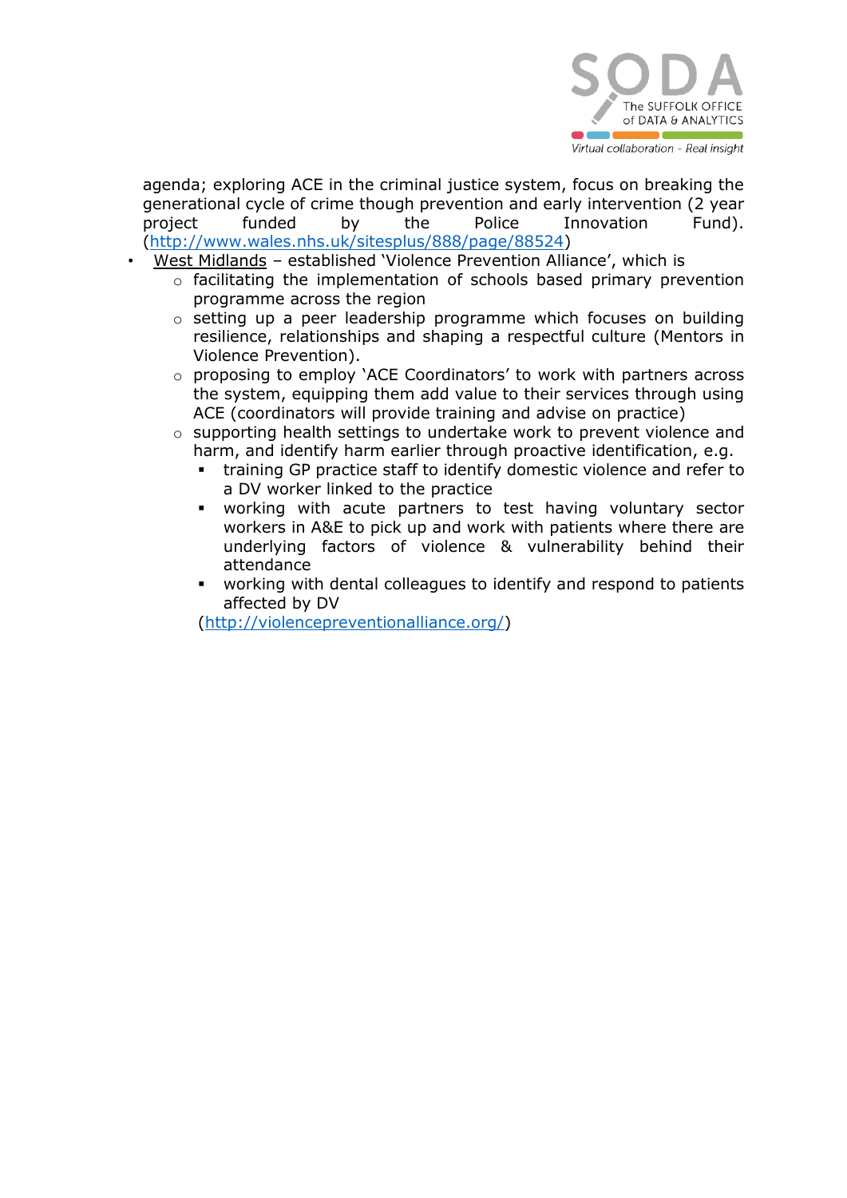agenda; exploring ACE in the criminal justice system, focus on breaking the generational cycle of crime though prevention and early intervention (2 year project funded by the Police Innovation Fund). (http://www.wales.nhs.uk/sitesplus/888/page/88524)

- West Midlands – established 'Violence Prevention Alliance', which is
  - facilitating the implementation of schools based primary prevention programme across the region
  - setting up a peer leadership programme which focuses on building resilience, relationships and shaping a respectful culture (Mentors in Violence Prevention).
  - proposing to employ 'ACE Coordinators' to work with partners across the system, equipping them add value to their services through using ACE (coordinators will provide training and advise on practice)
  - supporting health settings to undertake work to prevent violence and harm, and identify harm earlier through proactive identification, e.g.
    - training GP practice staff to identify domestic violence and refer to a DV worker linked to the practice
    - working with acute partners to test having voluntary sector workers in A&E to pick up and work with patients where there are underlying factors of violence & vulnerability behind their attendance
    - working with dental colleagues to identify and respond to patients affected by DV

  (http://violencepreventionalliance.org/)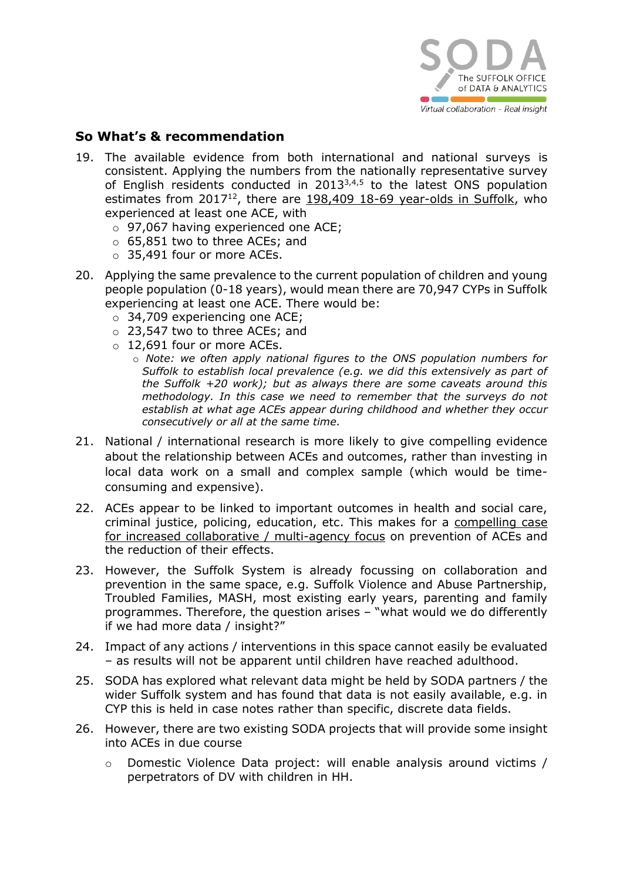## So What's & recommendation

19. The available evidence from both international and national surveys is consistent. Applying the numbers from the nationally representative survey of English residents conducted in 2013[3,4,5] to the latest ONS population estimates from 2017[12], there are <u>198,409 18-69 year-olds in Suffolk</u>, who experienced at least one ACE, with
    - 97,067 having experienced one ACE;
    - 65,851 two to three ACEs; and
    - 35,491 four or more ACEs.
20. Applying the same prevalence to the current population of children and young people population (0-18 years), would mean there are 70,947 CYPs in Suffolk experiencing at least one ACE. There would be:
    - 34,709 experiencing one ACE;
    - 23,547 two to three ACEs; and
    - 12,691 four or more ACEs.
        - *Note: we often apply national figures to the ONS population numbers for Suffolk to establish local prevalence (e.g. we did this extensively as part of the Suffolk +20 work); but as always there are some caveats around this methodology. In this case we need to remember that the surveys do not establish at what age ACEs appear during childhood and whether they occur consecutively or all at the same time.*
21. National / international research is more likely to give compelling evidence about the relationship between ACEs and outcomes, rather than investing in local data work on a small and complex sample (which would be time-consuming and expensive).
22. ACEs appear to be linked to important outcomes in health and social care, criminal justice, policing, education, etc. This makes for a <u>compelling case for increased collaborative / multi-agency focus</u> on prevention of ACEs and the reduction of their effects.
23. However, the Suffolk System is already focussing on collaboration and prevention in the same space, e.g. Suffolk Violence and Abuse Partnership, Troubled Families, MASH, most existing early years, parenting and family programmes. Therefore, the question arises – "what would we do differently if we had more data / insight?"
24. Impact of any actions / interventions in this space cannot easily be evaluated – as results will not be apparent until children have reached adulthood.
25. SODA has explored what relevant data might be held by SODA partners / the wider Suffolk system and has found that data is not easily available, e.g. in CYP this is held in case notes rather than specific, discrete data fields.
26. However, there are two existing SODA projects that will provide some insight into ACEs in due course
    - Domestic Violence Data project: will enable analysis around victims / perpetrators of DV with children in HH.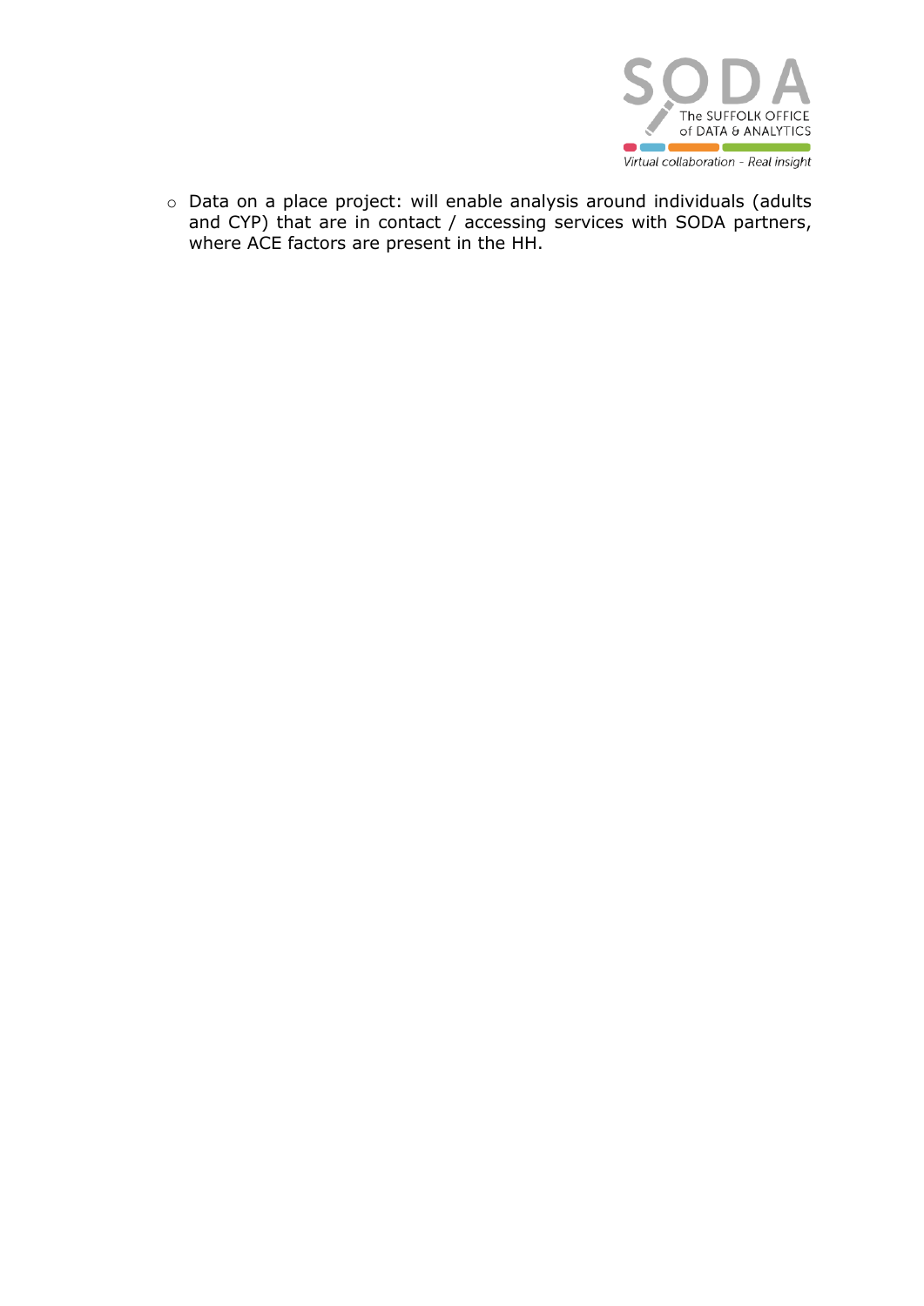- Data on a place project: will enable analysis around individuals (adults and CYP) that are in contact / accessing services with SODA partners, where ACE factors are present in the HH.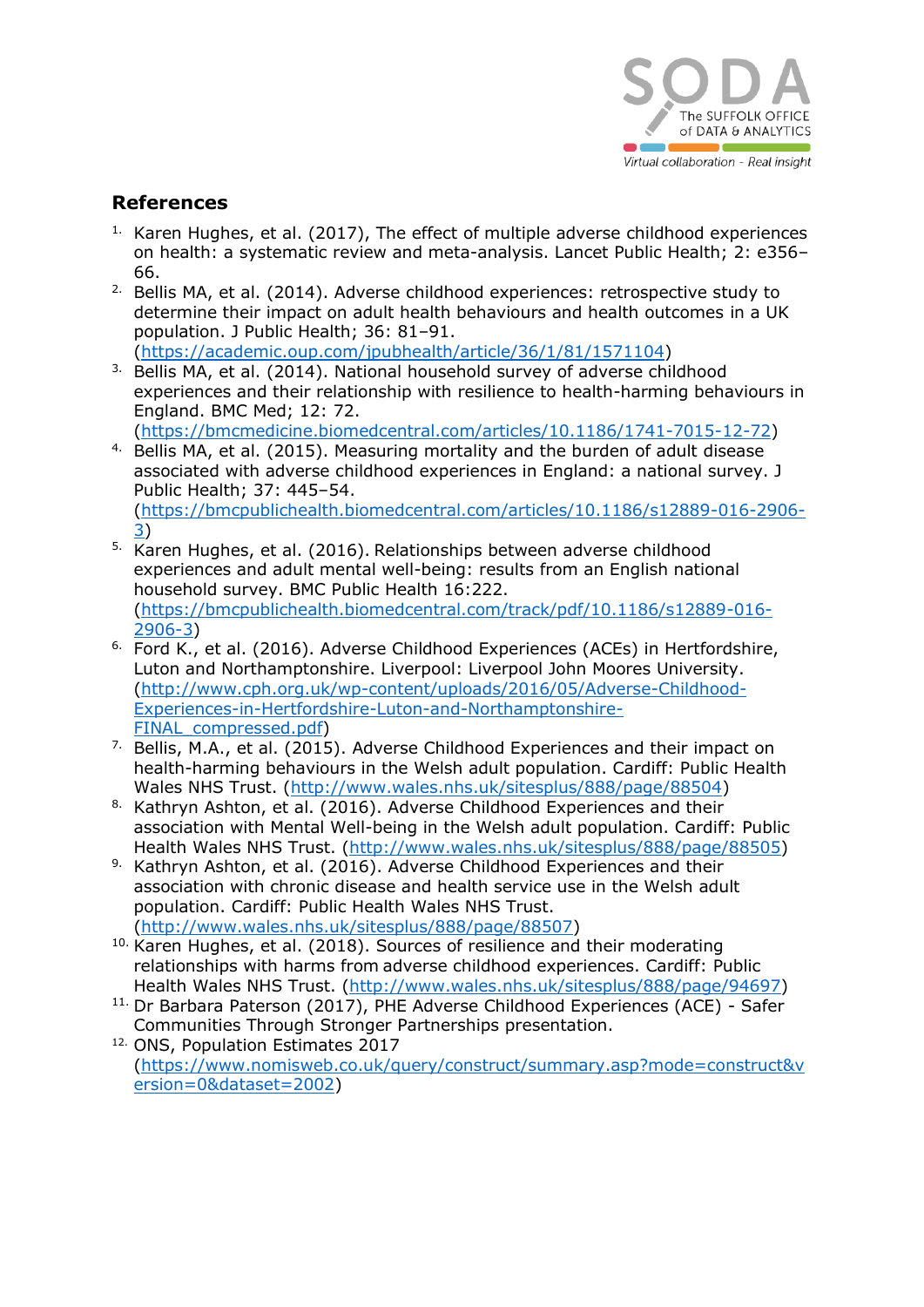## References

1. Karen Hughes, et al. (2017), The effect of multiple adverse childhood experiences on health: a systematic review and meta-analysis. Lancet Public Health; 2: e356–66.
2. Bellis MA, et al. (2014). Adverse childhood experiences: retrospective study to determine their impact on adult health behaviours and health outcomes in a UK population. J Public Health; 36: 81–91. (https://academic.oup.com/jpubhealth/article/36/1/81/1571104)
3. Bellis MA, et al. (2014). National household survey of adverse childhood experiences and their relationship with resilience to health-harming behaviours in England. BMC Med; 12: 72. (https://bmcmedicine.biomedcentral.com/articles/10.1186/1741-7015-12-72)
4. Bellis MA, et al. (2015). Measuring mortality and the burden of adult disease associated with adverse childhood experiences in England: a national survey. J Public Health; 37: 445–54. (https://bmcpublichealth.biomedcentral.com/articles/10.1186/s12889-016-2906-3)
5. Karen Hughes, et al. (2016). Relationships between adverse childhood experiences and adult mental well-being: results from an English national household survey. BMC Public Health 16:222. (https://bmcpublichealth.biomedcentral.com/track/pdf/10.1186/s12889-016-2906-3)
6. Ford K., et al. (2016). Adverse Childhood Experiences (ACEs) in Hertfordshire, Luton and Northamptonshire. Liverpool: Liverpool John Moores University. (http://www.cph.org.uk/wp-content/uploads/2016/05/Adverse-Childhood-Experiences-in-Hertfordshire-Luton-and-Northamptonshire-FINAL_compressed.pdf)
7. Bellis, M.A., et al. (2015). Adverse Childhood Experiences and their impact on health-harming behaviours in the Welsh adult population. Cardiff: Public Health Wales NHS Trust. (http://www.wales.nhs.uk/sitesplus/888/page/88504)
8. Kathryn Ashton, et al. (2016). Adverse Childhood Experiences and their association with Mental Well-being in the Welsh adult population. Cardiff: Public Health Wales NHS Trust. (http://www.wales.nhs.uk/sitesplus/888/page/88505)
9. Kathryn Ashton, et al. (2016). Adverse Childhood Experiences and their association with chronic disease and health service use in the Welsh adult population. Cardiff: Public Health Wales NHS Trust. (http://www.wales.nhs.uk/sitesplus/888/page/88507)
10. Karen Hughes, et al. (2018). Sources of resilience and their moderating relationships with harms from adverse childhood experiences. Cardiff: Public Health Wales NHS Trust. (http://www.wales.nhs.uk/sitesplus/888/page/94697)
11. Dr Barbara Paterson (2017), PHE Adverse Childhood Experiences (ACE) - Safer Communities Through Stronger Partnerships presentation.
12. ONS, Population Estimates 2017 (https://www.nomisweb.co.uk/query/construct/summary.asp?mode=construct&version=0&dataset=2002)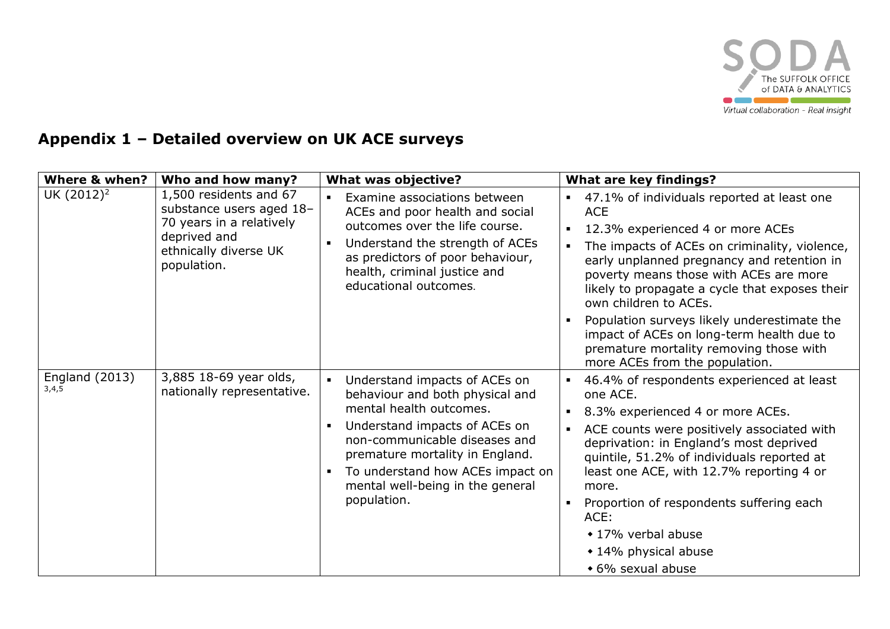## Appendix 1 – Detailed overview on UK ACE surveys

| Where & when? | Who and how many? | What was objective? | What are key findings? |
|---|---|---|---|
| UK (2012)[2] | 1,500 residents and 67 substance users aged 18–70 years in a relatively deprived and ethnically diverse UK population. | ▪ Examine associations between ACEs and poor health and social outcomes over the life course.<br>▪ Understand the strength of ACEs as predictors of poor behaviour, health, criminal justice and educational outcomes. | ▪ 47.1% of individuals reported at least one ACE<br>▪ 12.3% experienced 4 or more ACEs<br>▪ The impacts of ACEs on criminality, violence, early unplanned pregnancy and retention in poverty means those with ACEs are more likely to propagate a cycle that exposes their own children to ACEs.<br>▪ Population surveys likely underestimate the impact of ACEs on long-term health due to premature mortality removing those with more ACEs from the population. |
| England (2013) [3,4,5] | 3,885 18-69 year olds, nationally representative. | ▪ Understand impacts of ACEs on behaviour and both physical and mental health outcomes.<br>▪ Understand impacts of ACEs on non-communicable diseases and premature mortality in England.<br>▪ To understand how ACEs impact on mental well-being in the general population. | ▪ 46.4% of respondents experienced at least one ACE.<br>▪ 8.3% experienced 4 or more ACEs.<br>▪ ACE counts were positively associated with deprivation: in England's most deprived quintile, 51.2% of individuals reported at least one ACE, with 12.7% reporting 4 or more.<br>▪ Proportion of respondents suffering each ACE:<br>◆ 17% verbal abuse<br>◆ 14% physical abuse<br>◆ 6% sexual abuse |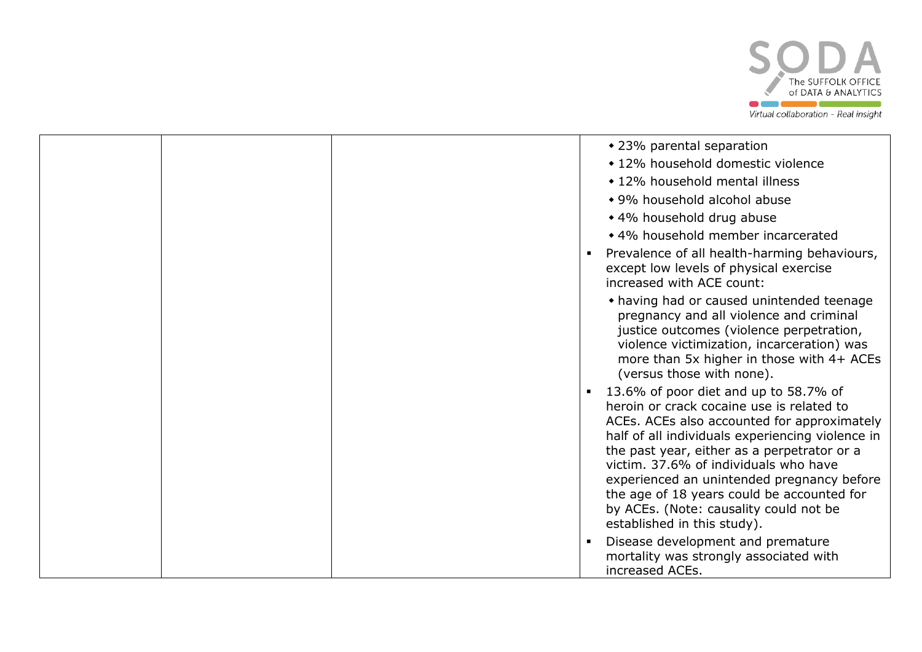|  |  |  | ◆ 23% parental separation<br>◆ 12% household domestic violence<br>◆ 12% household mental illness<br>◆ 9% household alcohol abuse<br>◆ 4% household drug abuse<br>◆ 4% household member incarcerated<br>▪ Prevalence of all health-harming behaviours, except low levels of physical exercise increased with ACE count:<br>◆ having had or caused unintended teenage pregnancy and all violence and criminal justice outcomes (violence perpetration, violence victimization, incarceration) was more than 5x higher in those with 4+ ACEs (versus those with none).<br>▪ 13.6% of poor diet and up to 58.7% of heroin or crack cocaine use is related to ACEs. ACEs also accounted for approximately half of all individuals experiencing violence in the past year, either as a perpetrator or a victim. 37.6% of individuals who have experienced an unintended pregnancy before the age of 18 years could be accounted for by ACEs. (Note: causality could not be established in this study).<br>▪ Disease development and premature mortality was strongly associated with increased ACEs. |
|---|---|---|---|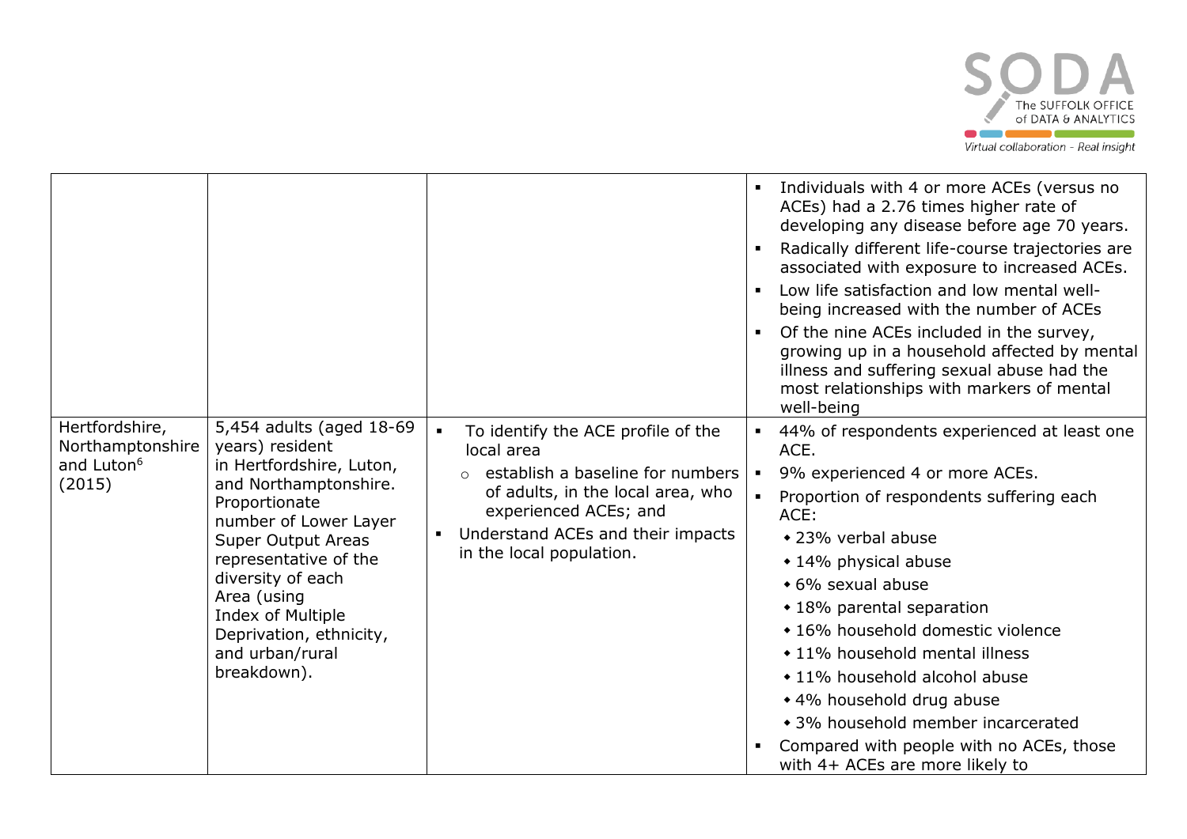| | | | |
|---|---|---|---|
| | | | ▪ Individuals with 4 or more ACEs (versus no ACEs) had a 2.76 times higher rate of developing any disease before age 70 years.<br>▪ Radically different life-course trajectories are associated with exposure to increased ACEs.<br>▪ Low life satisfaction and low mental well-being increased with the number of ACEs<br>▪ Of the nine ACEs included in the survey, growing up in a household affected by mental illness and suffering sexual abuse had the most relationships with markers of mental well-being |
| Hertfordshire, Northamptonshire and Luton[6] (2015) | 5,454 adults (aged 18-69 years) resident in Hertfordshire, Luton, and Northamptonshire. Proportionate number of Lower Layer Super Output Areas representative of the diversity of each Area (using Index of Multiple Deprivation, ethnicity, and urban/rural breakdown). | ▪ To identify the ACE profile of the local area<br>  ○ establish a baseline for numbers of adults, in the local area, who experienced ACEs; and<br>▪ Understand ACEs and their impacts in the local population. | ▪ 44% of respondents experienced at least one ACE.<br>▪ 9% experienced 4 or more ACEs.<br>▪ Proportion of respondents suffering each ACE:<br>  • 23% verbal abuse<br>  • 14% physical abuse<br>  • 6% sexual abuse<br>  • 18% parental separation<br>  • 16% household domestic violence<br>  • 11% household mental illness<br>  • 11% household alcohol abuse<br>  • 4% household drug abuse<br>  • 3% household member incarcerated<br>▪ Compared with people with no ACEs, those with 4+ ACEs are more likely to |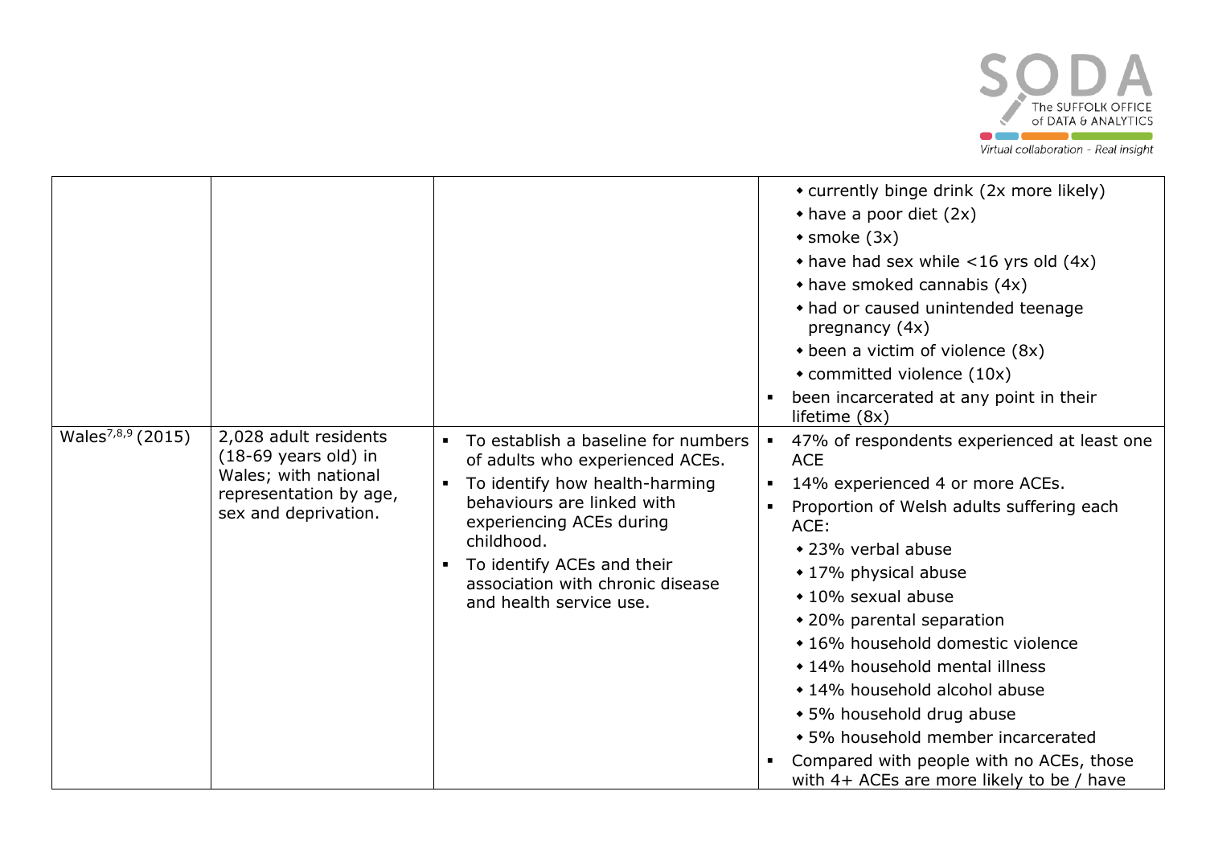| | | | |
|---|---|---|---|
| | | | ◆ currently binge drink (2x more likely)<br>◆ have a poor diet (2x)<br>◆ smoke (3x)<br>◆ have had sex while <16 yrs old (4x)<br>◆ have smoked cannabis (4x)<br>◆ had or caused unintended teenage pregnancy (4x)<br>◆ been a victim of violence (8x)<br>◆ committed violence (10x)<br>▪ been incarcerated at any point in their lifetime (8x) |
| Wales[7,8,9] (2015) | 2,028 adult residents (18-69 years old) in Wales; with national representation by age, sex and deprivation. | ▪ To establish a baseline for numbers of adults who experienced ACEs.<br>▪ To identify how health-harming behaviours are linked with experiencing ACEs during childhood.<br>▪ To identify ACEs and their association with chronic disease and health service use. | ▪ 47% of respondents experienced at least one ACE<br>▪ 14% experienced 4 or more ACEs.<br>▪ Proportion of Welsh adults suffering each ACE:<br>◆ 23% verbal abuse<br>◆ 17% physical abuse<br>◆ 10% sexual abuse<br>◆ 20% parental separation<br>◆ 16% household domestic violence<br>◆ 14% household mental illness<br>◆ 14% household alcohol abuse<br>◆ 5% household drug abuse<br>◆ 5% household member incarcerated<br>▪ Compared with people with no ACEs, those with 4+ ACEs are more likely to be / have |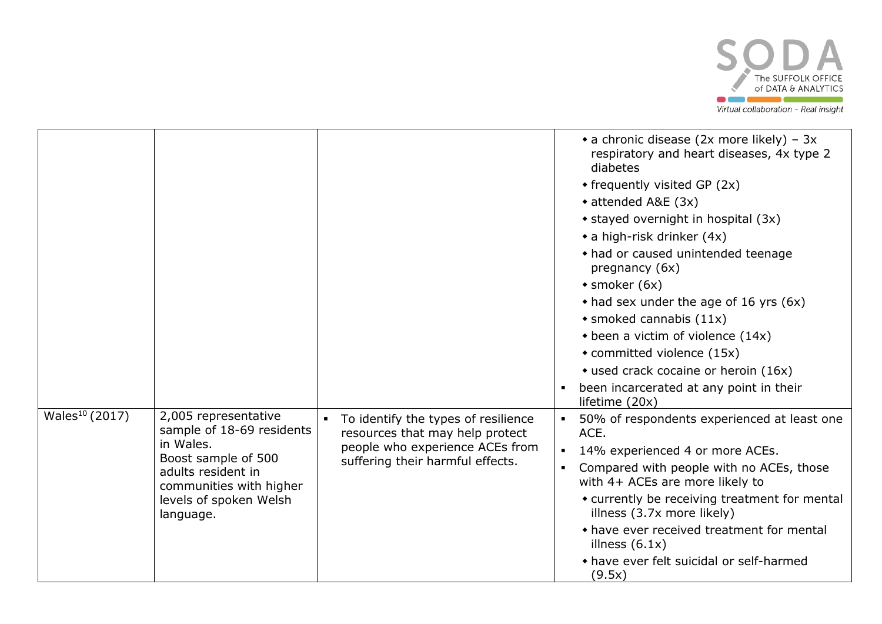| | | | |
|---|---|---|---|
| | | | ⬩ a chronic disease (2x more likely) – 3x respiratory and heart diseases, 4x type 2 diabetes<br>⬩ frequently visited GP (2x)<br>⬩ attended A&E (3x)<br>⬩ stayed overnight in hospital (3x)<br>⬩ a high-risk drinker (4x)<br>⬩ had or caused unintended teenage pregnancy (6x)<br>⬩ smoker (6x)<br>⬩ had sex under the age of 16 yrs (6x)<br>⬩ smoked cannabis (11x)<br>⬩ been a victim of violence (14x)<br>⬩ committed violence (15x)<br>⬩ used crack cocaine or heroin (16x)<br>▪ been incarcerated at any point in their lifetime (20x) |
| Wales[10] (2017) | 2,005 representative sample of 18-69 residents in Wales.<br>Boost sample of 500 adults resident in communities with higher levels of spoken Welsh language. | ▪ To identify the types of resilience resources that may help protect people who experience ACEs from suffering their harmful effects. | ▪ 50% of respondents experienced at least one ACE.<br>▪ 14% experienced 4 or more ACEs.<br>▪ Compared with people with no ACEs, those with 4+ ACEs are more likely to<br>⬩ currently be receiving treatment for mental illness (3.7x more likely)<br>⬩ have ever received treatment for mental illness (6.1x)<br>⬩ have ever felt suicidal or self-harmed (9.5x) |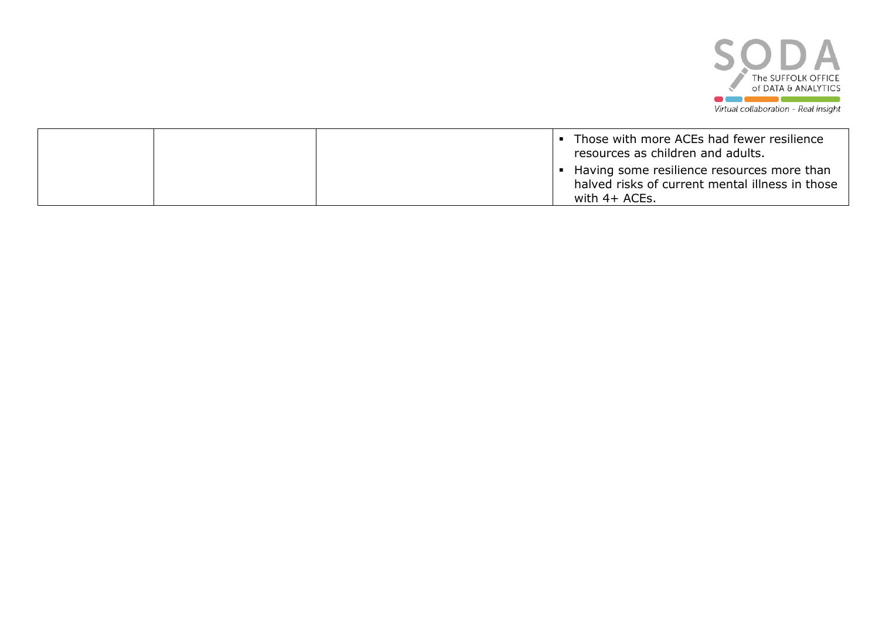| | | | |
|---|---|---|---|
| | | | ▪ Those with more ACEs had fewer resilience resources as children and adults.<br>▪ Having some resilience resources more than halved risks of current mental illness in those with 4+ ACEs. |